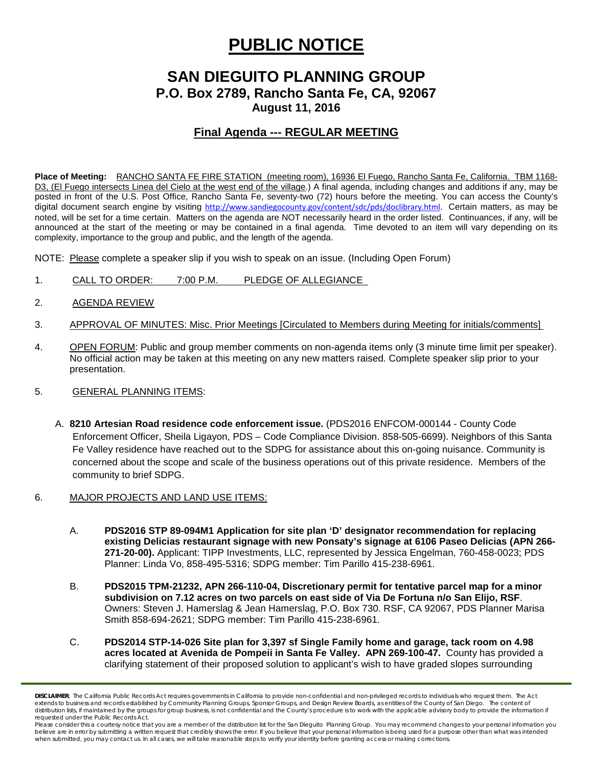# PUBLIC NOTICE

## SAN DIEGUITO PLANNING GROUP

### P.O. Box 2789, Rancho Santa Fe, CA, 92067

### August 11, 2016

### Final Agenda --- REGULAR MEETING

**Place of Meeting:** RANCHO SANTA FE FIRE STATION (meeting room), 16936 El Fuego, Rancho Santa Fe, California. TBM 1168-D3, (El Fuego intersects Linea del Cielo at the west end of the village.) A final agenda, including changes and additions if any, may be posted in front of the U.S. Post Office, Rancho Santa Fe, seventy-two (72) hours before the meeting. You can access the County's digital document search engine by visiting http://www.sandiegocounty.gov/content/sdc/pds/doclibrary.html. Certain matters, as may be noted, will be set for a time certain. Matters on the agenda are NOT necessarily heard in the order listed. Continuances, if any, will be announced at the start of the meeting or may be contained in a final agenda. Time devoted to an item will vary depending on its complexity, importance to the group and public, and the length of the agenda.

NOTE: Please complete a speaker slip if you wish to speak on an issue. (Including Open Forum)

1. CALL TO ORDER: 7:00 P.M. PLEDGE OF ALLEGIANCE

2. AGENDA REVIEW

3. APPROVAL OF MINUTES: Misc. Prior Meetings [Circulated to Members during Meeting for initials/comments]

4. OPEN FORUM: Public and group member comments on non-agenda items only (3 minute time limit per speaker). No official action may be taken at this meeting on any new matters raised. Complete speaker slip prior to your presentation.

5. GENERAL PLANNING ITEMS:

   A. **8210 Artesian Road residence code enforcement issue.** (PDS2016 ENFCOM-000144 - County Code Enforcement Officer, Sheila Ligayon, PDS – Code Compliance Division. 858-505-6699). Neighbors of this Santa Fe Valley residence have reached out to the SDPG for assistance about this on-going nuisance. Community is concerned about the scope and scale of the business operations out of this private residence. Members of the community to brief SDPG.

6. MAJOR PROJECTS AND LAND USE ITEMS:

   A. **PDS2016 STP 89-094M1 Application for site plan 'D' designator recommendation for replacing existing Delicias restaurant signage with new Ponsaty's signage at 6106 Paseo Delicias (APN 266-271-20-00).** Applicant: TIPP Investments, LLC, represented by Jessica Engelman, 760-458-0023; PDS Planner: Linda Vo, 858-495-5316; SDPG member: Tim Parillo 415-238-6961.

   B. **PDS2015 TPM-21232, APN 266-110-04, Discretionary permit for tentative parcel map for a minor subdivision on 7.12 acres on two parcels on east side of Via De Fortuna n/o San Elijo, RSF**. Owners: Steven J. Hamerslag & Jean Hamerslag, P.O. Box 730. RSF, CA 92067, PDS Planner Marisa Smith 858-694-2621; SDPG member: Tim Parillo 415-238-6961.

   C. **PDS2014 STP-14-026 Site plan for 3,397 sf Single Family home and garage, tack room on 4.98 acres located at Avenida de Pompeii in Santa Fe Valley. APN 269-100-47.** County has provided a clarifying statement of their proposed solution to applicant's wish to have graded slopes surrounding

**DISCLAIMER**; The California Public Records Act requires governments in California to provide non-confidential and non-privileged records to individuals who request them. The Act extends to business and records established by Community Planning Groups, Sponsor Groups, and Design Review Boards, as entities of the County of San Diego. The content of distribution lists, if maintained by the groups for group business, is not confidential and the County's procedure is to work with the applicable advisory body to provide the information if requested under the Public Records Act.
Please consider this a courtesy notice that you are a member of the distribution list for the San Dieguito Planning Group. You may recommend changes to your personal information you believe are in error by submitting a written request that credibly shows the error. If you believe that your personal information is being used for a purpose other than what was intended when submitted, you may contact us. In all cases, we will take reasonable steps to verify your identity before granting access or making corrections.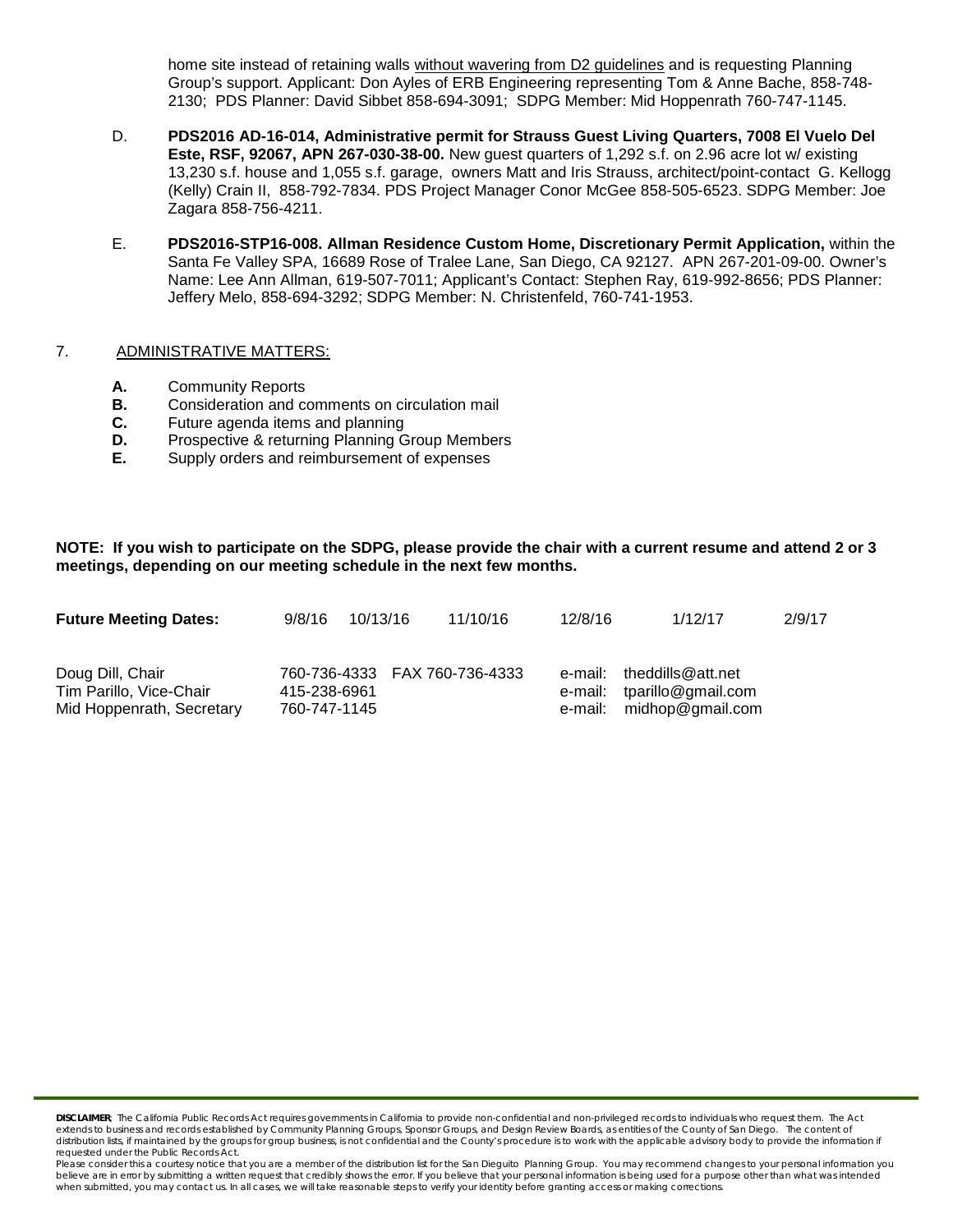home site instead of retaining walls <u>without wavering from D2 guidelines</u> and is requesting Planning Group's support. Applicant: Don Ayles of ERB Engineering representing Tom & Anne Bache, 858-748-2130; PDS Planner: David Sibbet 858-694-3091; SDPG Member: Mid Hoppenrath 760-747-1145.

D. **PDS2016 AD-16-014, Administrative permit for Strauss Guest Living Quarters, 7008 El Vuelo Del Este, RSF, 92067, APN 267-030-38-00.** New guest quarters of 1,292 s.f. on 2.96 acre lot w/ existing 13,230 s.f. house and 1,055 s.f. garage, owners Matt and Iris Strauss, architect/point-contact G. Kellogg (Kelly) Crain II, 858-792-7834. PDS Project Manager Conor McGee 858-505-6523. SDPG Member: Joe Zagara 858-756-4211.

E. **PDS2016-STP16-008. Allman Residence Custom Home, Discretionary Permit Application,** within the Santa Fe Valley SPA, 16689 Rose of Tralee Lane, San Diego, CA 92127. APN 267-201-09-00. Owner's Name: Lee Ann Allman, 619-507-7011; Applicant's Contact: Stephen Ray, 619-992-8656; PDS Planner: Jeffery Melo, 858-694-3292; SDPG Member: N. Christenfeld, 760-741-1953.

7. <u>ADMINISTRATIVE MATTERS:</u>

- **A.** Community Reports
- **B.** Consideration and comments on circulation mail
- **C.** Future agenda items and planning
- **D.** Prospective & returning Planning Group Members
- **E.** Supply orders and reimbursement of expenses

**NOTE: If you wish to participate on the SDPG, please provide the chair with a current resume and attend 2 or 3 meetings, depending on our meeting schedule in the next few months.**

| **Future Meeting Dates:** | 9/8/16 | 10/13/16 | 11/10/16 | 12/8/16 | 1/12/17 | 2/9/17 |
|---|---|---|---|---|---|---|

| | | | |
|---|---|---|---|
| Doug Dill, Chair | 760-736-4333 | FAX 760-736-4333 | e-mail: theddills@att.net |
| Tim Parillo, Vice-Chair | 415-238-6961 | | e-mail: tparillo@gmail.com |
| Mid Hoppenrath, Secretary | 760-747-1145 | | e-mail: midhop@gmail.com |

**DISCLAIMER**; The California Public Records Act requires governments in California to provide non-confidential and non-privileged records to individuals who request them. The Act extends to business and records established by Community Planning Groups, Sponsor Groups, and Design Review Boards, as entities of the County of San Diego. The content of distribution lists, if maintained by the groups for group business, is not confidential and the County's procedure is to work with the applicable advisory body to provide the information if requested under the Public Records Act.
Please consider this a courtesy notice that you are a member of the distribution list for the San Dieguito Planning Group. You may recommend changes to your personal information you believe are in error by submitting a written request that credibly shows the error. If you believe that your personal information is being used for a purpose other than what was intended when submitted, you may contact us. In all cases, we will take reasonable steps to verify your identity before granting access or making corrections.